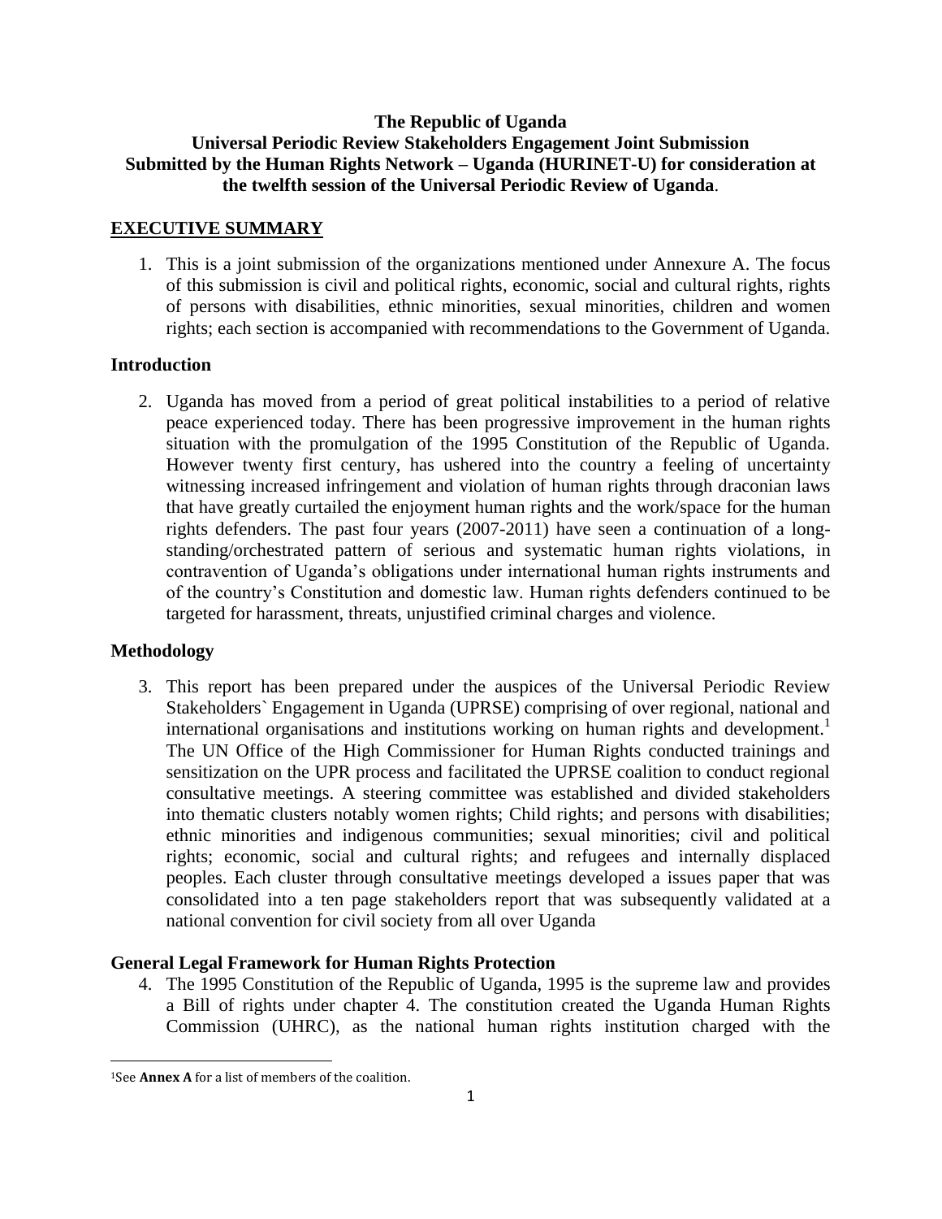**The Republic of Uganda**
**Universal Periodic Review Stakeholders Engagement Joint Submission**
**Submitted by the Human Rights Network – Uganda (HURINET-U) for consideration at the twelfth session of the Universal Periodic Review of Uganda**.

## EXECUTIVE SUMMARY

1. This is a joint submission of the organizations mentioned under Annexure A. The focus of this submission is civil and political rights, economic, social and cultural rights, rights of persons with disabilities, ethnic minorities, sexual minorities, children and women rights; each section is accompanied with recommendations to the Government of Uganda.

### Introduction

2. Uganda has moved from a period of great political instabilities to a period of relative peace experienced today. There has been progressive improvement in the human rights situation with the promulgation of the 1995 Constitution of the Republic of Uganda. However twenty first century, has ushered into the country a feeling of uncertainty witnessing increased infringement and violation of human rights through draconian laws that have greatly curtailed the enjoyment human rights and the work/space for the human rights defenders. The past four years (2007-2011) have seen a continuation of a long-standing/orchestrated pattern of serious and systematic human rights violations, in contravention of Uganda's obligations under international human rights instruments and of the country's Constitution and domestic law. Human rights defenders continued to be targeted for harassment, threats, unjustified criminal charges and violence.

### Methodology

3. This report has been prepared under the auspices of the Universal Periodic Review Stakeholders` Engagement in Uganda (UPRSE) comprising of over regional, national and international organisations and institutions working on human rights and development.[1] The UN Office of the High Commissioner for Human Rights conducted trainings and sensitization on the UPR process and facilitated the UPRSE coalition to conduct regional consultative meetings. A steering committee was established and divided stakeholders into thematic clusters notably women rights; Child rights; and persons with disabilities; ethnic minorities and indigenous communities; sexual minorities; civil and political rights; economic, social and cultural rights; and refugees and internally displaced peoples. Each cluster through consultative meetings developed a issues paper that was consolidated into a ten page stakeholders report that was subsequently validated at a national convention for civil society from all over Uganda

### General Legal Framework for Human Rights Protection

4. The 1995 Constitution of the Republic of Uganda, 1995 is the supreme law and provides a Bill of rights under chapter 4. The constitution created the Uganda Human Rights Commission (UHRC), as the national human rights institution charged with the

---

[1] See **Annex A** for a list of members of the coalition.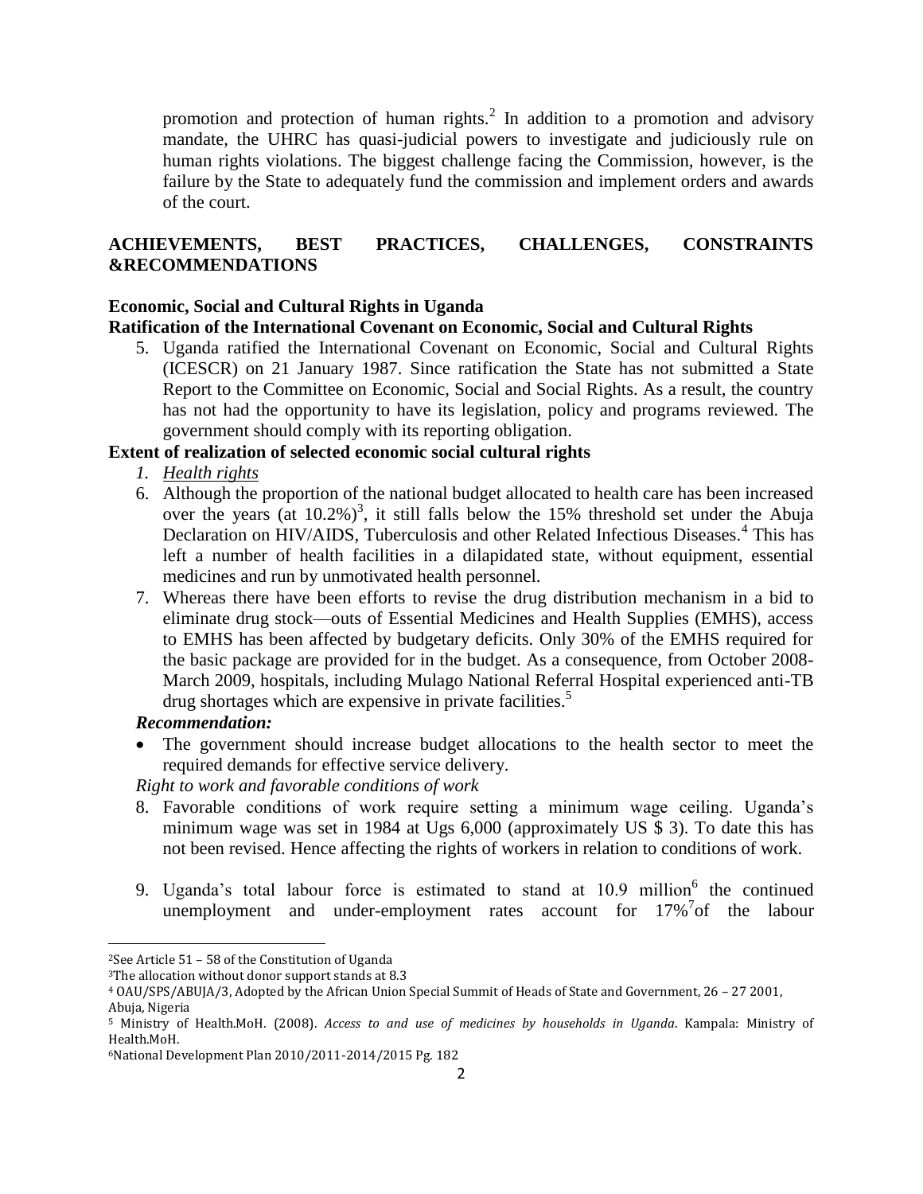promotion and protection of human rights.[2] In addition to a promotion and advisory mandate, the UHRC has quasi-judicial powers to investigate and judiciously rule on human rights violations. The biggest challenge facing the Commission, however, is the failure by the State to adequately fund the commission and implement orders and awards of the court.

## ACHIEVEMENTS, BEST PRACTICES, CHALLENGES, CONSTRAINTS &RECOMMENDATIONS

### Economic, Social and Cultural Rights in Uganda

#### Ratification of the International Covenant on Economic, Social and Cultural Rights

5. Uganda ratified the International Covenant on Economic, Social and Cultural Rights (ICESCR) on 21 January 1987. Since ratification the State has not submitted a State Report to the Committee on Economic, Social and Social Rights. As a result, the country has not had the opportunity to have its legislation, policy and programs reviewed. The government should comply with its reporting obligation.

#### Extent of realization of selected economic social cultural rights

*1. Health rights*

6. Although the proportion of the national budget allocated to health care has been increased over the years (at 10.2%)[3], it still falls below the 15% threshold set under the Abuja Declaration on HIV/AIDS, Tuberculosis and other Related Infectious Diseases.[4] This has left a number of health facilities in a dilapidated state, without equipment, essential medicines and run by unmotivated health personnel.
7. Whereas there have been efforts to revise the drug distribution mechanism in a bid to eliminate drug stock—outs of Essential Medicines and Health Supplies (EMHS), access to EMHS has been affected by budgetary deficits. Only 30% of the EMHS required for the basic package are provided for in the budget. As a consequence, from October 2008-March 2009, hospitals, including Mulago National Referral Hospital experienced anti-TB drug shortages which are expensive in private facilities.[5]

***Recommendation:***

- The government should increase budget allocations to the health sector to meet the required demands for effective service delivery.

*Right to work and favorable conditions of work*

8. Favorable conditions of work require setting a minimum wage ceiling. Uganda's minimum wage was set in 1984 at Ugs 6,000 (approximately US $ 3). To date this has not been revised. Hence affecting the rights of workers in relation to conditions of work.
9. Uganda's total labour force is estimated to stand at 10.9 million[6] the continued unemployment and under-employment rates account for 17%[7]of the labour

---

[2]See Article 51 – 58 of the Constitution of Uganda

[3]The allocation without donor support stands at 8.3

[4] OAU/SPS/ABUJA/3, Adopted by the African Union Special Summit of Heads of State and Government, 26 – 27 2001, Abuja, Nigeria

[5] Ministry of Health.MoH. (2008). *Access to and use of medicines by households in Uganda*. Kampala: Ministry of Health.MoH.

[6]National Development Plan 2010/2011-2014/2015 Pg. 182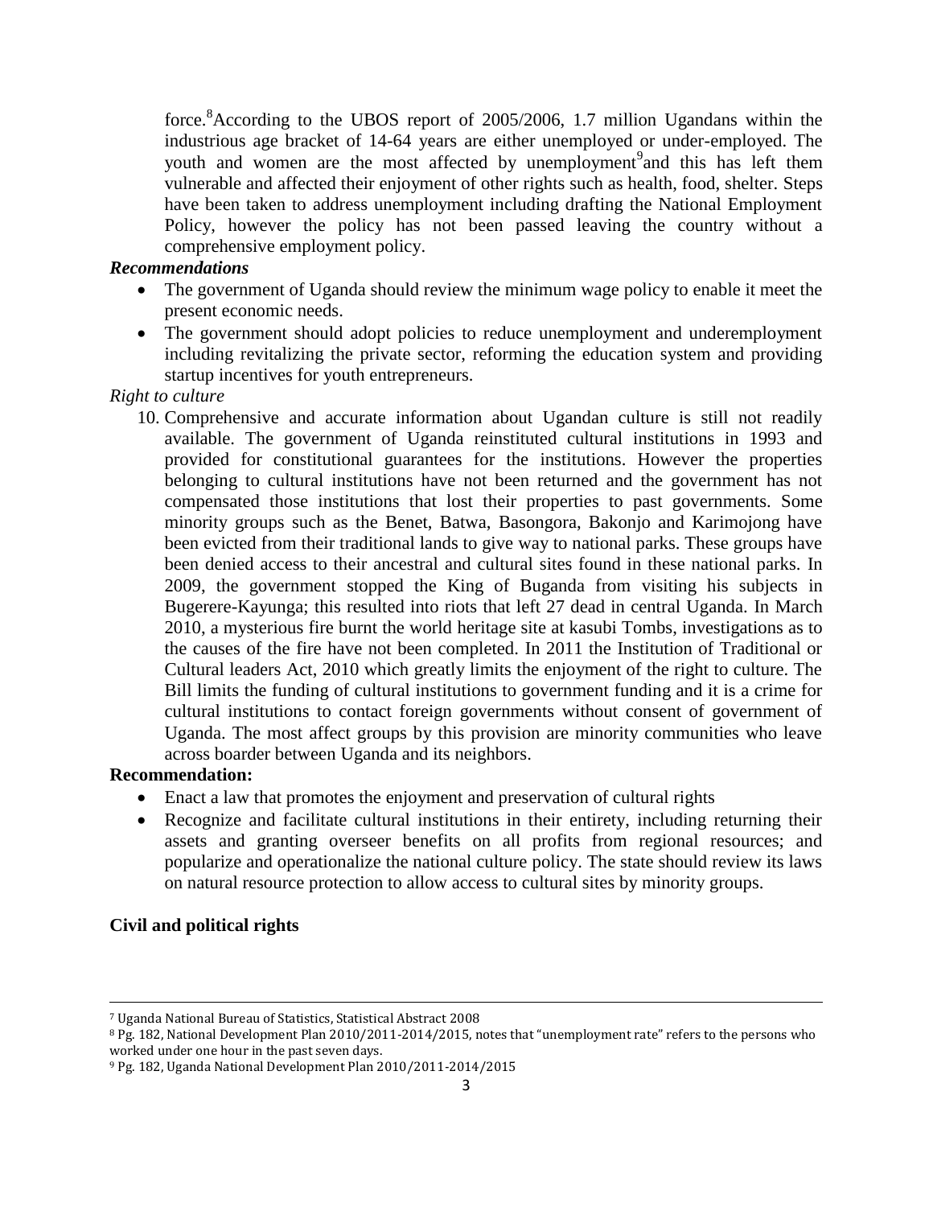force.[8]According to the UBOS report of 2005/2006, 1.7 million Ugandans within the industrious age bracket of 14-64 years are either unemployed or under-employed. The youth and women are the most affected by unemployment[9]and this has left them vulnerable and affected their enjoyment of other rights such as health, food, shelter. Steps have been taken to address unemployment including drafting the National Employment Policy, however the policy has not been passed leaving the country without a comprehensive employment policy.

***Recommendations***

- The government of Uganda should review the minimum wage policy to enable it meet the present economic needs.
- The government should adopt policies to reduce unemployment and underemployment including revitalizing the private sector, reforming the education system and providing startup incentives for youth entrepreneurs.

*Right to culture*

10. Comprehensive and accurate information about Ugandan culture is still not readily available. The government of Uganda reinstituted cultural institutions in 1993 and provided for constitutional guarantees for the institutions. However the properties belonging to cultural institutions have not been returned and the government has not compensated those institutions that lost their properties to past governments. Some minority groups such as the Benet, Batwa, Basongora, Bakonjo and Karimojong have been evicted from their traditional lands to give way to national parks. These groups have been denied access to their ancestral and cultural sites found in these national parks. In 2009, the government stopped the King of Buganda from visiting his subjects in Bugerere-Kayunga; this resulted into riots that left 27 dead in central Uganda. In March 2010, a mysterious fire burnt the world heritage site at kasubi Tombs, investigations as to the causes of the fire have not been completed. In 2011 the Institution of Traditional or Cultural leaders Act, 2010 which greatly limits the enjoyment of the right to culture. The Bill limits the funding of cultural institutions to government funding and it is a crime for cultural institutions to contact foreign governments without consent of government of Uganda. The most affect groups by this provision are minority communities who leave across boarder between Uganda and its neighbors.

**Recommendation:**

- Enact a law that promotes the enjoyment and preservation of cultural rights
- Recognize and facilitate cultural institutions in their entirety, including returning their assets and granting overseer benefits on all profits from regional resources; and popularize and operationalize the national culture policy. The state should review its laws on natural resource protection to allow access to cultural sites by minority groups.

**Civil and political rights**

---

[7] Uganda National Bureau of Statistics, Statistical Abstract 2008

[8] Pg. 182, National Development Plan 2010/2011-2014/2015, notes that "unemployment rate" refers to the persons who worked under one hour in the past seven days.

[9] Pg. 182, Uganda National Development Plan 2010/2011-2014/2015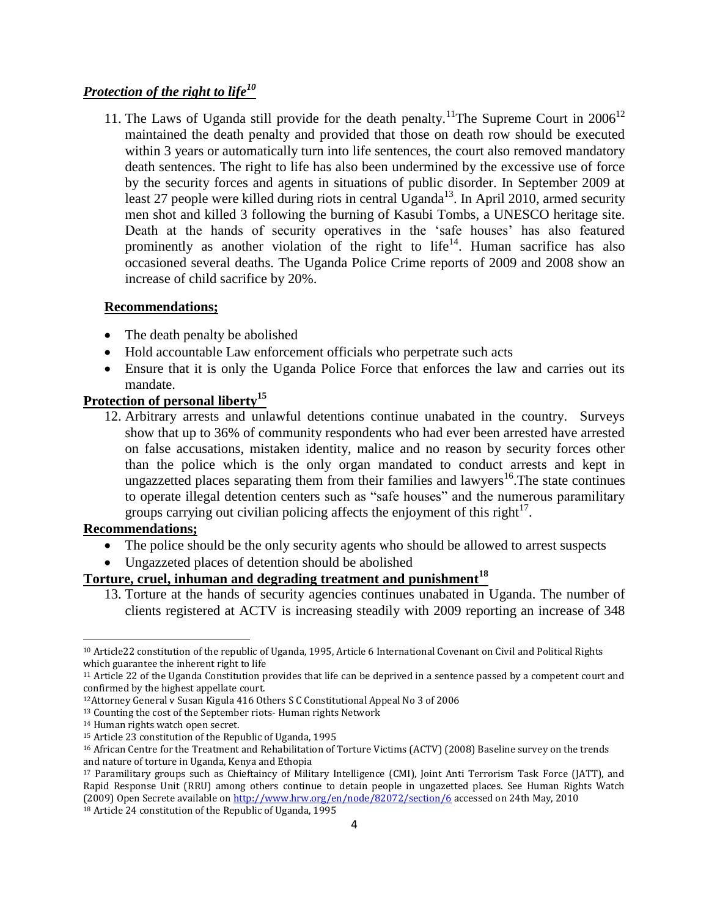***Protection of the right to life*[10]**

11. The Laws of Uganda still provide for the death penalty.[11] The Supreme Court in 2006[12] maintained the death penalty and provided that those on death row should be executed within 3 years or automatically turn into life sentences, the court also removed mandatory death sentences. The right to life has also been undermined by the excessive use of force by the security forces and agents in situations of public disorder. In September 2009 at least 27 people were killed during riots in central Uganda[13]. In April 2010, armed security men shot and killed 3 following the burning of Kasubi Tombs, a UNESCO heritage site. Death at the hands of security operatives in the 'safe houses' has also featured prominently as another violation of the right to life[14]. Human sacrifice has also occasioned several deaths. The Uganda Police Crime reports of 2009 and 2008 show an increase of child sacrifice by 20%.

**Recommendations;**

- The death penalty be abolished
- Hold accountable Law enforcement officials who perpetrate such acts
- Ensure that it is only the Uganda Police Force that enforces the law and carries out its mandate.

**Protection of personal liberty[15]**

12. Arbitrary arrests and unlawful detentions continue unabated in the country. Surveys show that up to 36% of community respondents who had ever been arrested have arrested on false accusations, mistaken identity, malice and no reason by security forces other than the police which is the only organ mandated to conduct arrests and kept in ungazzetted places separating them from their families and lawyers[16].The state continues to operate illegal detention centers such as "safe houses" and the numerous paramilitary groups carrying out civilian policing affects the enjoyment of this right[17].

**Recommendations;**

- The police should be the only security agents who should be allowed to arrest suspects
- Ungazzeted places of detention should be abolished

**Torture, cruel, inhuman and degrading treatment and punishment[18]**

13. Torture at the hands of security agencies continues unabated in Uganda. The number of clients registered at ACTV is increasing steadily with 2009 reporting an increase of 348

---

[10] Article22 constitution of the republic of Uganda, 1995, Article 6 International Covenant on Civil and Political Rights which guarantee the inherent right to life

[11] Article 22 of the Uganda Constitution provides that life can be deprived in a sentence passed by a competent court and confirmed by the highest appellate court.

[12] Attorney General v Susan Kigula 416 Others S C Constitutional Appeal No 3 of 2006

[13] Counting the cost of the September riots- Human rights Network

[14] Human rights watch open secret.

[15] Article 23 constitution of the Republic of Uganda, 1995

[16] African Centre for the Treatment and Rehabilitation of Torture Victims (ACTV) (2008) Baseline survey on the trends and nature of torture in Uganda, Kenya and Ethopia

[17] Paramilitary groups such as Chieftaincy of Military Intelligence (CMI), Joint Anti Terrorism Task Force (JATT), and Rapid Response Unit (RRU) among others continue to detain people in ungazetted places. See Human Rights Watch (2009) Open Secrete available on http://www.hrw.org/en/node/82072/section/6 accessed on 24th May, 2010

[18] Article 24 constitution of the Republic of Uganda, 1995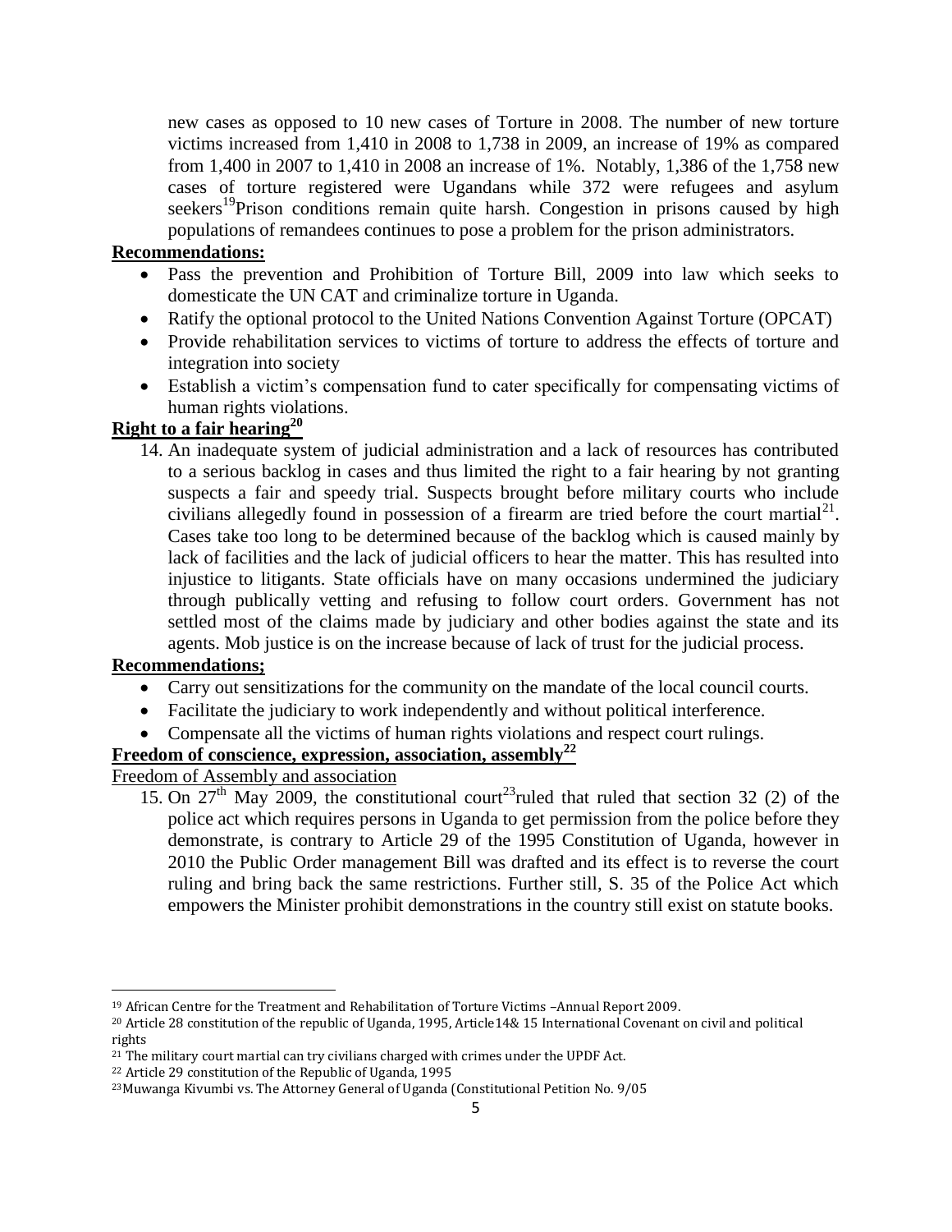new cases as opposed to 10 new cases of Torture in 2008. The number of new torture victims increased from 1,410 in 2008 to 1,738 in 2009, an increase of 19% as compared from 1,400 in 2007 to 1,410 in 2008 an increase of 1%. Notably, 1,386 of the 1,758 new cases of torture registered were Ugandans while 372 were refugees and asylum seekers[19]Prison conditions remain quite harsh. Congestion in prisons caused by high populations of remandees continues to pose a problem for the prison administrators.

**Recommendations:**

- Pass the prevention and Prohibition of Torture Bill, 2009 into law which seeks to domesticate the UN CAT and criminalize torture in Uganda.
- Ratify the optional protocol to the United Nations Convention Against Torture (OPCAT)
- Provide rehabilitation services to victims of torture to address the effects of torture and integration into society
- Establish a victim's compensation fund to cater specifically for compensating victims of human rights violations.

**Right to a fair hearing[20]**

14. An inadequate system of judicial administration and a lack of resources has contributed to a serious backlog in cases and thus limited the right to a fair hearing by not granting suspects a fair and speedy trial. Suspects brought before military courts who include civilians allegedly found in possession of a firearm are tried before the court martial[21]. Cases take too long to be determined because of the backlog which is caused mainly by lack of facilities and the lack of judicial officers to hear the matter. This has resulted into injustice to litigants. State officials have on many occasions undermined the judiciary through publically vetting and refusing to follow court orders. Government has not settled most of the claims made by judiciary and other bodies against the state and its agents. Mob justice is on the increase because of lack of trust for the judicial process.

**Recommendations;**

- Carry out sensitizations for the community on the mandate of the local council courts.
- Facilitate the judiciary to work independently and without political interference.
- Compensate all the victims of human rights violations and respect court rulings.

**Freedom of conscience, expression, association, assembly[22]**

Freedom of Assembly and association

15. On 27th May 2009, the constitutional court[23]ruled that ruled that section 32 (2) of the police act which requires persons in Uganda to get permission from the police before they demonstrate, is contrary to Article 29 of the 1995 Constitution of Uganda, however in 2010 the Public Order management Bill was drafted and its effect is to reverse the court ruling and bring back the same restrictions. Further still, S. 35 of the Police Act which empowers the Minister prohibit demonstrations in the country still exist on statute books.

---

[19] African Centre for the Treatment and Rehabilitation of Torture Victims –Annual Report 2009.

[20] Article 28 constitution of the republic of Uganda, 1995, Article14& 15 International Covenant on civil and political rights

[21] The military court martial can try civilians charged with crimes under the UPDF Act.

[22] Article 29 constitution of the Republic of Uganda, 1995

[23] Muwanga Kivumbi vs. The Attorney General of Uganda (Constitutional Petition No. 9/05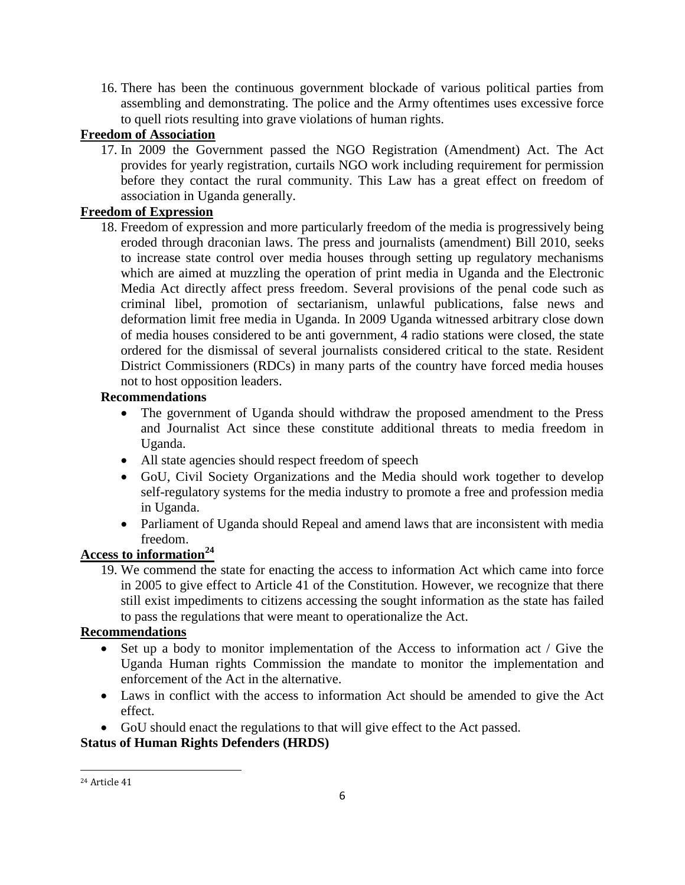16. There has been the continuous government blockade of various political parties from assembling and demonstrating. The police and the Army oftentimes uses excessive force to quell riots resulting into grave violations of human rights.

**Freedom of Association**

17. In 2009 the Government passed the NGO Registration (Amendment) Act. The Act provides for yearly registration, curtails NGO work including requirement for permission before they contact the rural community. This Law has a great effect on freedom of association in Uganda generally.

**Freedom of Expression**

18. Freedom of expression and more particularly freedom of the media is progressively being eroded through draconian laws. The press and journalists (amendment) Bill 2010, seeks to increase state control over media houses through setting up regulatory mechanisms which are aimed at muzzling the operation of print media in Uganda and the Electronic Media Act directly affect press freedom. Several provisions of the penal code such as criminal libel, promotion of sectarianism, unlawful publications, false news and deformation limit free media in Uganda. In 2009 Uganda witnessed arbitrary close down of media houses considered to be anti government, 4 radio stations were closed, the state ordered for the dismissal of several journalists considered critical to the state. Resident District Commissioners (RDCs) in many parts of the country have forced media houses not to host opposition leaders.

**Recommendations**

- The government of Uganda should withdraw the proposed amendment to the Press and Journalist Act since these constitute additional threats to media freedom in Uganda.
- All state agencies should respect freedom of speech
- GoU, Civil Society Organizations and the Media should work together to develop self-regulatory systems for the media industry to promote a free and profession media in Uganda.
- Parliament of Uganda should Repeal and amend laws that are inconsistent with media freedom.

**Access to information[24]**

19. We commend the state for enacting the access to information Act which came into force in 2005 to give effect to Article 41 of the Constitution. However, we recognize that there still exist impediments to citizens accessing the sought information as the state has failed to pass the regulations that were meant to operationalize the Act.

**Recommendations**

- Set up a body to monitor implementation of the Access to information act / Give the Uganda Human rights Commission the mandate to monitor the implementation and enforcement of the Act in the alternative.
- Laws in conflict with the access to information Act should be amended to give the Act effect.
- GoU should enact the regulations to that will give effect to the Act passed.

**Status of Human Rights Defenders (HRDS)**

[24] Article 41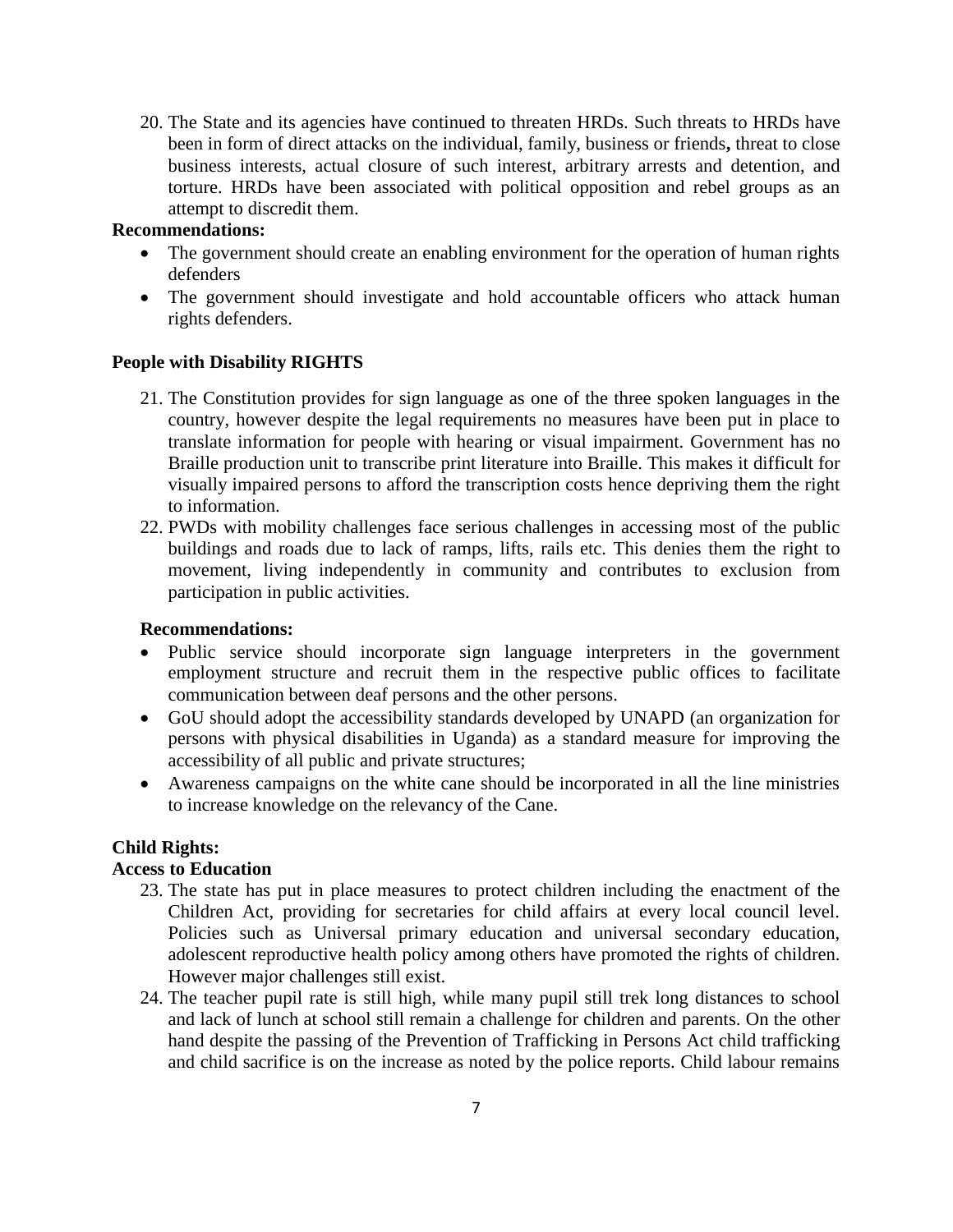20. The State and its agencies have continued to threaten HRDs. Such threats to HRDs have been in form of direct attacks on the individual, family, business or friends**,** threat to close business interests, actual closure of such interest, arbitrary arrests and detention, and torture. HRDs have been associated with political opposition and rebel groups as an attempt to discredit them.

**Recommendations:**

- The government should create an enabling environment for the operation of human rights defenders
- The government should investigate and hold accountable officers who attack human rights defenders.

**People with Disability RIGHTS**

21. The Constitution provides for sign language as one of the three spoken languages in the country, however despite the legal requirements no measures have been put in place to translate information for people with hearing or visual impairment. Government has no Braille production unit to transcribe print literature into Braille. This makes it difficult for visually impaired persons to afford the transcription costs hence depriving them the right to information.
22. PWDs with mobility challenges face serious challenges in accessing most of the public buildings and roads due to lack of ramps, lifts, rails etc. This denies them the right to movement, living independently in community and contributes to exclusion from participation in public activities.

**Recommendations:**

- Public service should incorporate sign language interpreters in the government employment structure and recruit them in the respective public offices to facilitate communication between deaf persons and the other persons.
- GoU should adopt the accessibility standards developed by UNAPD (an organization for persons with physical disabilities in Uganda) as a standard measure for improving the accessibility of all public and private structures;
- Awareness campaigns on the white cane should be incorporated in all the line ministries to increase knowledge on the relevancy of the Cane.

**Child Rights:**

**Access to Education**

23. The state has put in place measures to protect children including the enactment of the Children Act, providing for secretaries for child affairs at every local council level. Policies such as Universal primary education and universal secondary education, adolescent reproductive health policy among others have promoted the rights of children. However major challenges still exist.
24. The teacher pupil rate is still high, while many pupil still trek long distances to school and lack of lunch at school still remain a challenge for children and parents. On the other hand despite the passing of the Prevention of Trafficking in Persons Act child trafficking and child sacrifice is on the increase as noted by the police reports. Child labour remains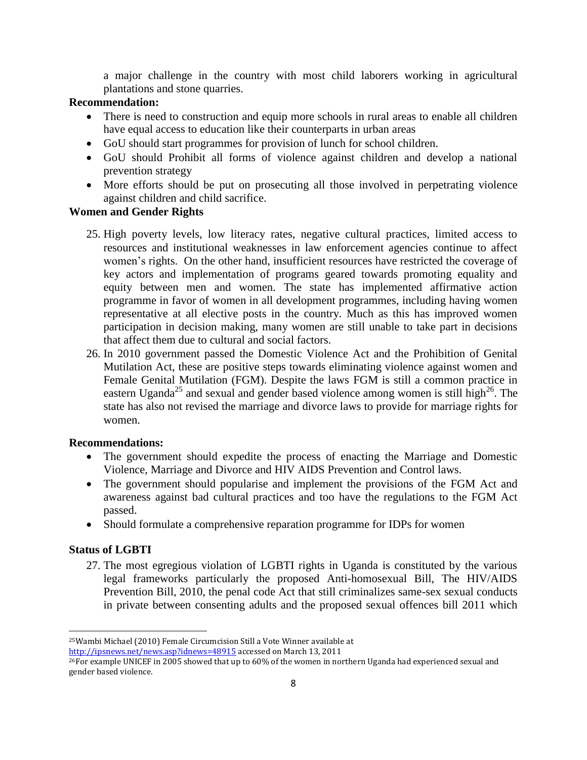a major challenge in the country with most child laborers working in agricultural plantations and stone quarries.

**Recommendation:**

- There is need to construction and equip more schools in rural areas to enable all children have equal access to education like their counterparts in urban areas
- GoU should start programmes for provision of lunch for school children.
- GoU should Prohibit all forms of violence against children and develop a national prevention strategy
- More efforts should be put on prosecuting all those involved in perpetrating violence against children and child sacrifice.

**Women and Gender Rights**

25. High poverty levels, low literacy rates, negative cultural practices, limited access to resources and institutional weaknesses in law enforcement agencies continue to affect women's rights. On the other hand, insufficient resources have restricted the coverage of key actors and implementation of programs geared towards promoting equality and equity between men and women. The state has implemented affirmative action programme in favor of women in all development programmes, including having women representative at all elective posts in the country. Much as this has improved women participation in decision making, many women are still unable to take part in decisions that affect them due to cultural and social factors.
26. In 2010 government passed the Domestic Violence Act and the Prohibition of Genital Mutilation Act, these are positive steps towards eliminating violence against women and Female Genital Mutilation (FGM). Despite the laws FGM is still a common practice in eastern Uganda[25] and sexual and gender based violence among women is still high[26]. The state has also not revised the marriage and divorce laws to provide for marriage rights for women.

**Recommendations:**

- The government should expedite the process of enacting the Marriage and Domestic Violence, Marriage and Divorce and HIV AIDS Prevention and Control laws.
- The government should popularise and implement the provisions of the FGM Act and awareness against bad cultural practices and too have the regulations to the FGM Act passed.
- Should formulate a comprehensive reparation programme for IDPs for women

**Status of LGBTI**

27. The most egregious violation of LGBTI rights in Uganda is constituted by the various legal frameworks particularly the proposed Anti-homosexual Bill, The HIV/AIDS Prevention Bill, 2010, the penal code Act that still criminalizes same-sex sexual conducts in private between consenting adults and the proposed sexual offences bill 2011 which

---

[25] Wambi Michael (2010) Female Circumcision Still a Vote Winner available at http://ipsnews.net/news.asp?idnews=48915 accessed on March 13, 2011

[26] For example UNICEF in 2005 showed that up to 60% of the women in northern Uganda had experienced sexual and gender based violence.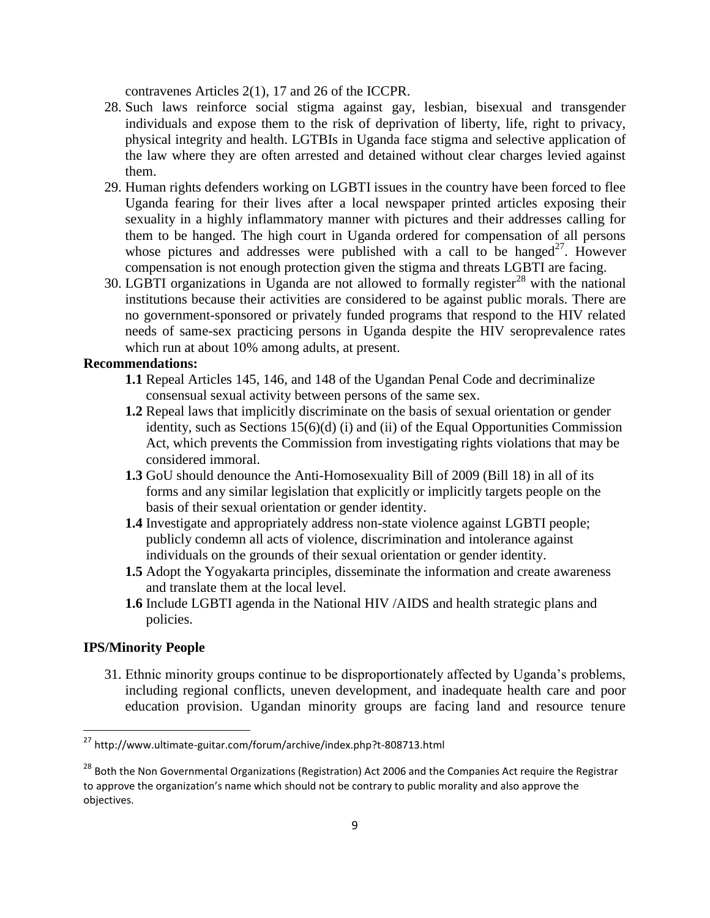contravenes Articles 2(1), 17 and 26 of the ICCPR.

28. Such laws reinforce social stigma against gay, lesbian, bisexual and transgender individuals and expose them to the risk of deprivation of liberty, life, right to privacy, physical integrity and health. LGTBIs in Uganda face stigma and selective application of the law where they are often arrested and detained without clear charges levied against them.
29. Human rights defenders working on LGBTI issues in the country have been forced to flee Uganda fearing for their lives after a local newspaper printed articles exposing their sexuality in a highly inflammatory manner with pictures and their addresses calling for them to be hanged. The high court in Uganda ordered for compensation of all persons whose pictures and addresses were published with a call to be hanged[27]. However compensation is not enough protection given the stigma and threats LGBTI are facing.
30. LGBTI organizations in Uganda are not allowed to formally register[28] with the national institutions because their activities are considered to be against public morals. There are no government-sponsored or privately funded programs that respond to the HIV related needs of same-sex practicing persons in Uganda despite the HIV seroprevalence rates which run at about 10% among adults, at present.

**Recommendations:**

- **1.1** Repeal Articles 145, 146, and 148 of the Ugandan Penal Code and decriminalize consensual sexual activity between persons of the same sex.
- **1.2** Repeal laws that implicitly discriminate on the basis of sexual orientation or gender identity, such as Sections 15(6)(d) (i) and (ii) of the Equal Opportunities Commission Act, which prevents the Commission from investigating rights violations that may be considered immoral.
- **1.3** GoU should denounce the Anti-Homosexuality Bill of 2009 (Bill 18) in all of its forms and any similar legislation that explicitly or implicitly targets people on the basis of their sexual orientation or gender identity.
- **1.4** Investigate and appropriately address non-state violence against LGBTI people; publicly condemn all acts of violence, discrimination and intolerance against individuals on the grounds of their sexual orientation or gender identity.
- **1.5** Adopt the Yogyakarta principles, disseminate the information and create awareness and translate them at the local level.
- **1.6** Include LGBTI agenda in the National HIV /AIDS and health strategic plans and policies.

**IPS/Minority People**

31. Ethnic minority groups continue to be disproportionately affected by Uganda's problems, including regional conflicts, uneven development, and inadequate health care and poor education provision. Ugandan minority groups are facing land and resource tenure

---

[27] http://www.ultimate-guitar.com/forum/archive/index.php?t-808713.html

[28] Both the Non Governmental Organizations (Registration) Act 2006 and the Companies Act require the Registrar to approve the organization's name which should not be contrary to public morality and also approve the objectives.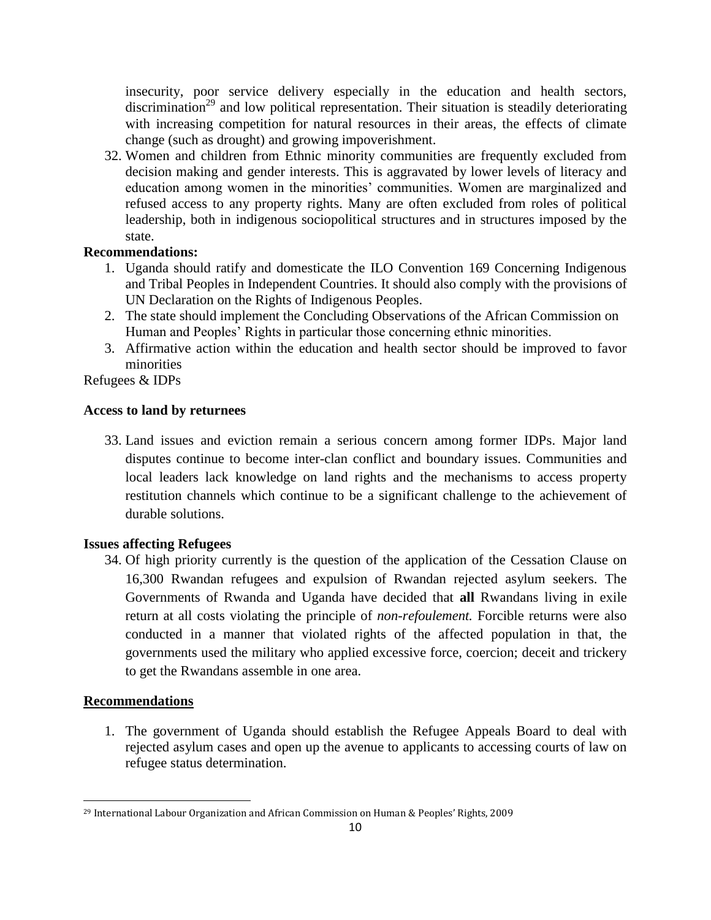insecurity, poor service delivery especially in the education and health sectors, discrimination[29] and low political representation. Their situation is steadily deteriorating with increasing competition for natural resources in their areas, the effects of climate change (such as drought) and growing impoverishment.

32. Women and children from Ethnic minority communities are frequently excluded from decision making and gender interests. This is aggravated by lower levels of literacy and education among women in the minorities' communities. Women are marginalized and refused access to any property rights. Many are often excluded from roles of political leadership, both in indigenous sociopolitical structures and in structures imposed by the state.

**Recommendations:**

1. Uganda should ratify and domesticate the ILO Convention 169 Concerning Indigenous and Tribal Peoples in Independent Countries. It should also comply with the provisions of UN Declaration on the Rights of Indigenous Peoples.
2. The state should implement the Concluding Observations of the African Commission on Human and Peoples' Rights in particular those concerning ethnic minorities.
3. Affirmative action within the education and health sector should be improved to favor minorities

Refugees & IDPs

**Access to land by returnees**

33. Land issues and eviction remain a serious concern among former IDPs. Major land disputes continue to become inter-clan conflict and boundary issues. Communities and local leaders lack knowledge on land rights and the mechanisms to access property restitution channels which continue to be a significant challenge to the achievement of durable solutions.

**Issues affecting Refugees**

34. Of high priority currently is the question of the application of the Cessation Clause on 16,300 Rwandan refugees and expulsion of Rwandan rejected asylum seekers. The Governments of Rwanda and Uganda have decided that **all** Rwandans living in exile return at all costs violating the principle of *non-refoulement.* Forcible returns were also conducted in a manner that violated rights of the affected population in that, the governments used the military who applied excessive force, coercion; deceit and trickery to get the Rwandans assemble in one area.

**Recommendations**

1. The government of Uganda should establish the Refugee Appeals Board to deal with rejected asylum cases and open up the avenue to applicants to accessing courts of law on refugee status determination.

[29] International Labour Organization and African Commission on Human & Peoples' Rights, 2009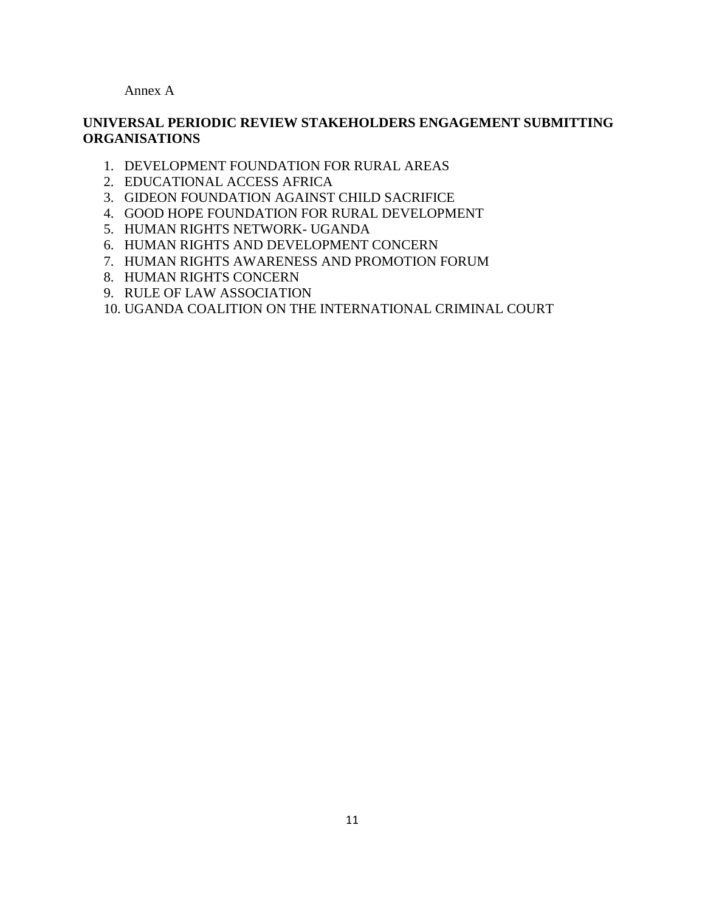Annex A

**UNIVERSAL PERIODIC REVIEW STAKEHOLDERS ENGAGEMENT SUBMITTING ORGANISATIONS**

1. DEVELOPMENT FOUNDATION FOR RURAL AREAS
2. EDUCATIONAL ACCESS AFRICA
3. GIDEON FOUNDATION AGAINST CHILD SACRIFICE
4. GOOD HOPE FOUNDATION FOR RURAL DEVELOPMENT
5. HUMAN RIGHTS NETWORK- UGANDA
6. HUMAN RIGHTS AND DEVELOPMENT CONCERN
7. HUMAN RIGHTS AWARENESS AND PROMOTION FORUM
8. HUMAN RIGHTS CONCERN
9. RULE OF LAW ASSOCIATION
10. UGANDA COALITION ON THE INTERNATIONAL CRIMINAL COURT